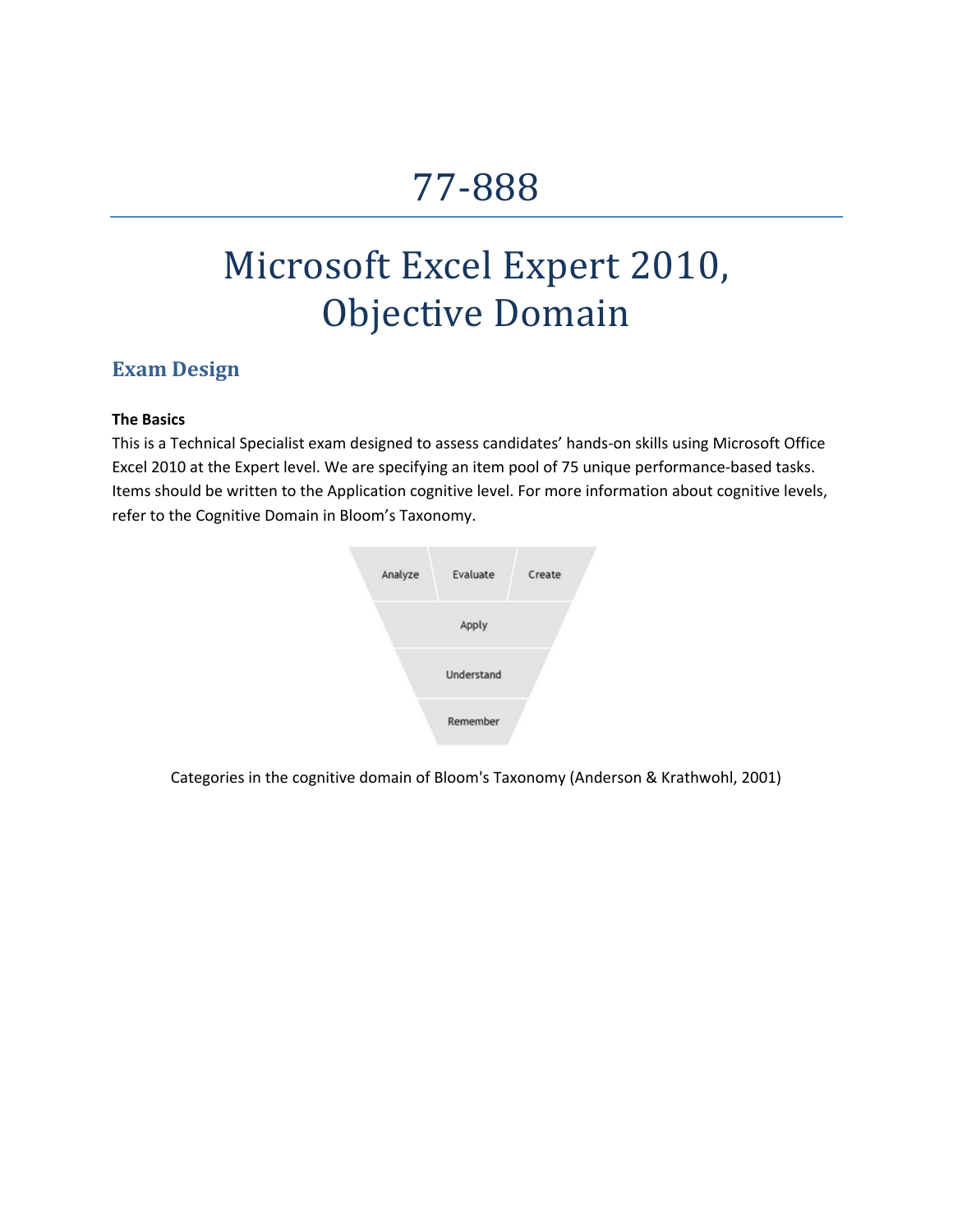# 77-888

# Microsoft Excel Expert 2010, Objective Domain

## Exam Design

**The Basics**

This is a Technical Specialist exam designed to assess candidates' hands-on skills using Microsoft Office Excel 2010 at the Expert level. We are specifying an item pool of 75 unique performance-based tasks. Items should be written to the Application cognitive level. For more information about cognitive levels, refer to the Cognitive Domain in Bloom's Taxonomy.

Analyze | Evaluate | Create

Apply

Understand

Remember

Categories in the cognitive domain of Bloom's Taxonomy (Anderson & Krathwohl, 2001)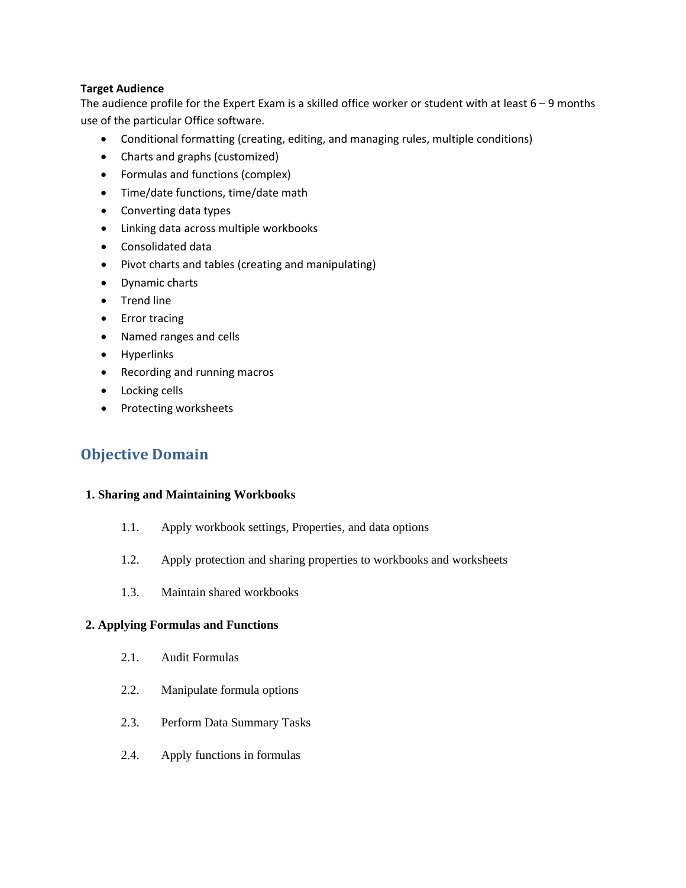**Target Audience**

The audience profile for the Expert Exam is a skilled office worker or student with at least 6 – 9 months use of the particular Office software.

- Conditional formatting (creating, editing, and managing rules, multiple conditions)
- Charts and graphs (customized)
- Formulas and functions (complex)
- Time/date functions, time/date math
- Converting data types
- Linking data across multiple workbooks
- Consolidated data
- Pivot charts and tables (creating and manipulating)
- Dynamic charts
- Trend line
- Error tracing
- Named ranges and cells
- Hyperlinks
- Recording and running macros
- Locking cells
- Protecting worksheets

## Objective Domain

**1. Sharing and Maintaining Workbooks**

1.1. Apply workbook settings, Properties, and data options

1.2. Apply protection and sharing properties to workbooks and worksheets

1.3. Maintain shared workbooks

**2. Applying Formulas and Functions**

2.1. Audit Formulas

2.2. Manipulate formula options

2.3. Perform Data Summary Tasks

2.4. Apply functions in formulas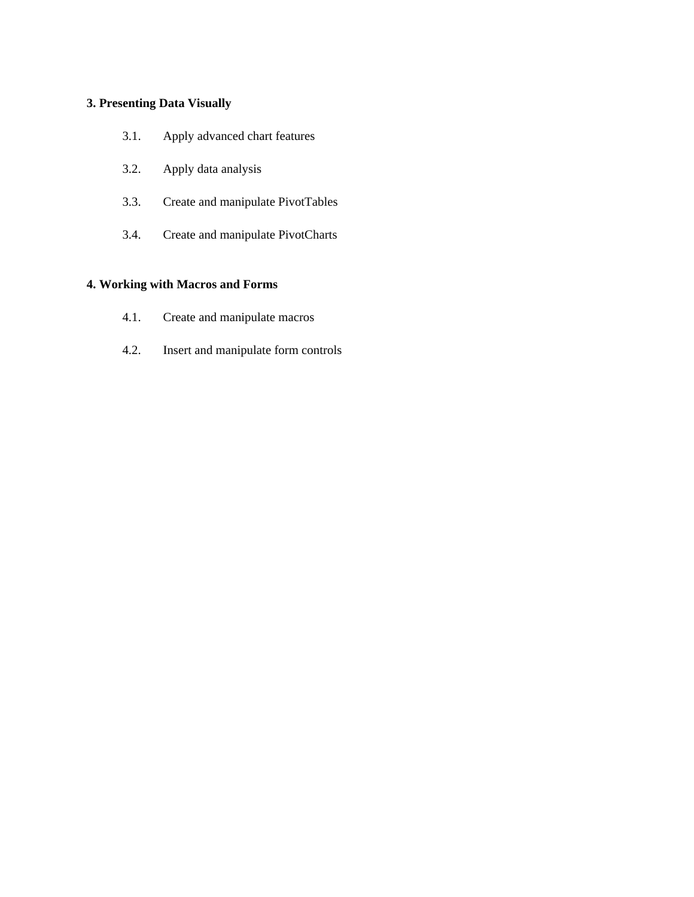**3. Presenting Data Visually**

3.1. Apply advanced chart features

3.2. Apply data analysis

3.3. Create and manipulate PivotTables

3.4. Create and manipulate PivotCharts

**4. Working with Macros and Forms**

4.1. Create and manipulate macros

4.2. Insert and manipulate form controls